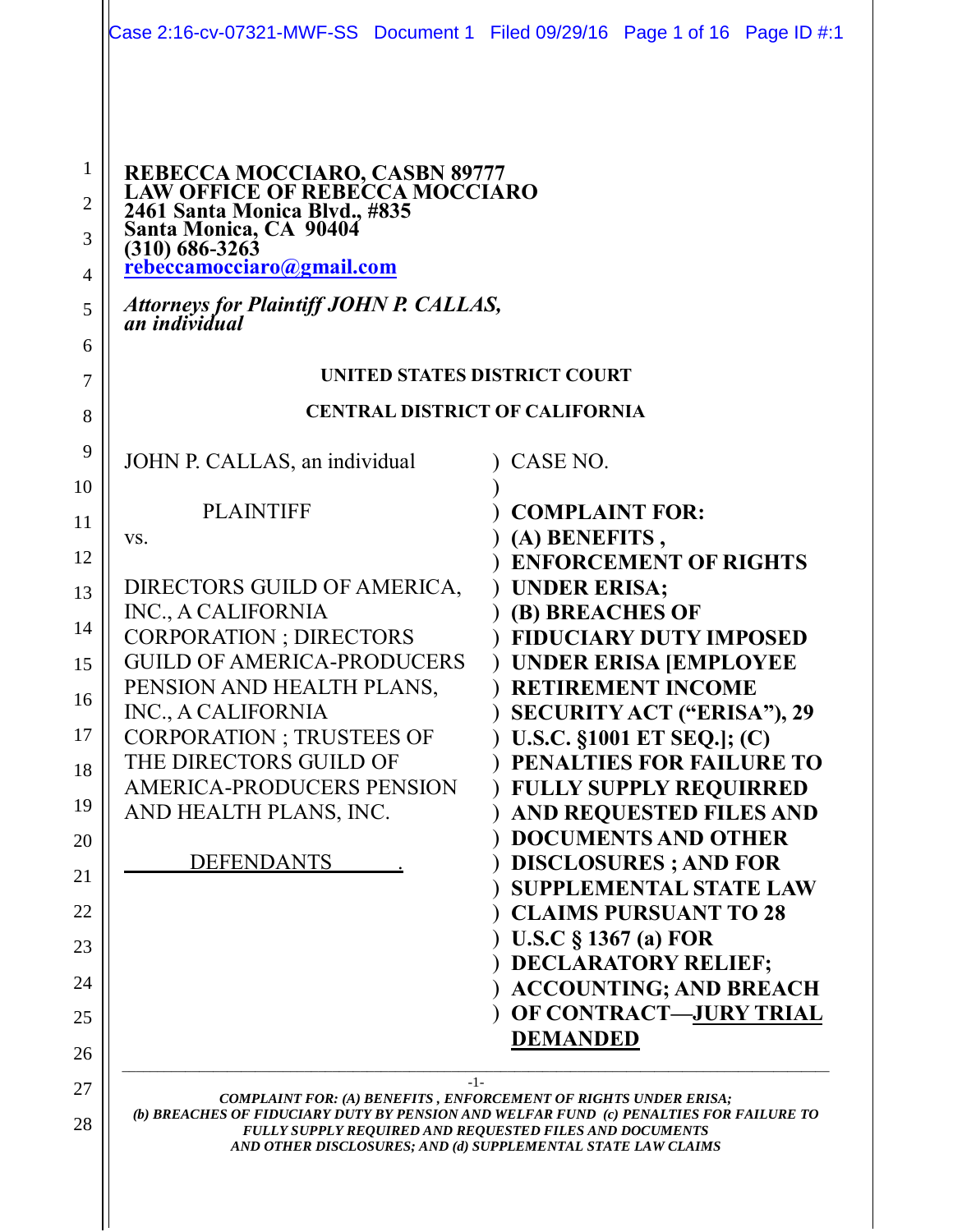**REBECCA MOCCIARO, CASBN 89777**
**LAW OFFICE OF REBECCA MOCCIARO**
**2461 Santa Monica Blvd., #835**
**Santa Monica, CA 90404**
**(310) 686-3263**
**rebeccamocciaro@gmail.com**

***Attorneys for Plaintiff JOHN P. CALLAS, an individual***

**UNITED STATES DISTRICT COURT**

**CENTRAL DISTRICT OF CALIFORNIA**

| | |
|---|---|
| JOHN P. CALLAS, an individual<br><br>PLAINTIFF<br><br>vs.<br><br>DIRECTORS GUILD OF AMERICA, INC., A CALIFORNIA CORPORATION ; DIRECTORS GUILD OF AMERICA-PRODUCERS PENSION AND HEALTH PLANS, INC., A CALIFORNIA CORPORATION ; TRUSTEES OF THE DIRECTORS GUILD OF AMERICA-PRODUCERS PENSION AND HEALTH PLANS, INC.<br><br>DEFENDANTS . | CASE NO.<br><br>**COMPLAINT FOR: (A) BENEFITS , ENFORCEMENT OF RIGHTS UNDER ERISA; (B) BREACHES OF FIDUCIARY DUTY IMPOSED UNDER ERISA [EMPLOYEE RETIREMENT INCOME SECURITY ACT ("ERISA"), 29 U.S.C. §1001 ET SEQ.]; (C) PENALTIES FOR FAILURE TO FULLY SUPPLY REQUIRRED AND REQUESTED FILES AND DOCUMENTS AND OTHER DISCLOSURES ; AND FOR SUPPLEMENTAL STATE LAW CLAIMS PURSUANT TO 28 U.S.C § 1367 (a) FOR DECLARATORY RELIEF; ACCOUNTING; AND BREACH OF CONTRACT—JURY TRIAL DEMANDED** |

*COMPLAINT FOR: (A) BENEFITS , ENFORCEMENT OF RIGHTS UNDER ERISA; (b) BREACHES OF FIDUCIARY DUTY BY PENSION AND WELFAR FUND (c) PENALTIES FOR FAILURE TO FULLY SUPPLY REQUIRED AND REQUESTED FILES AND DOCUMENTS AND OTHER DISCLOSURES; AND (d) SUPPLEMENTAL STATE LAW CLAIMS*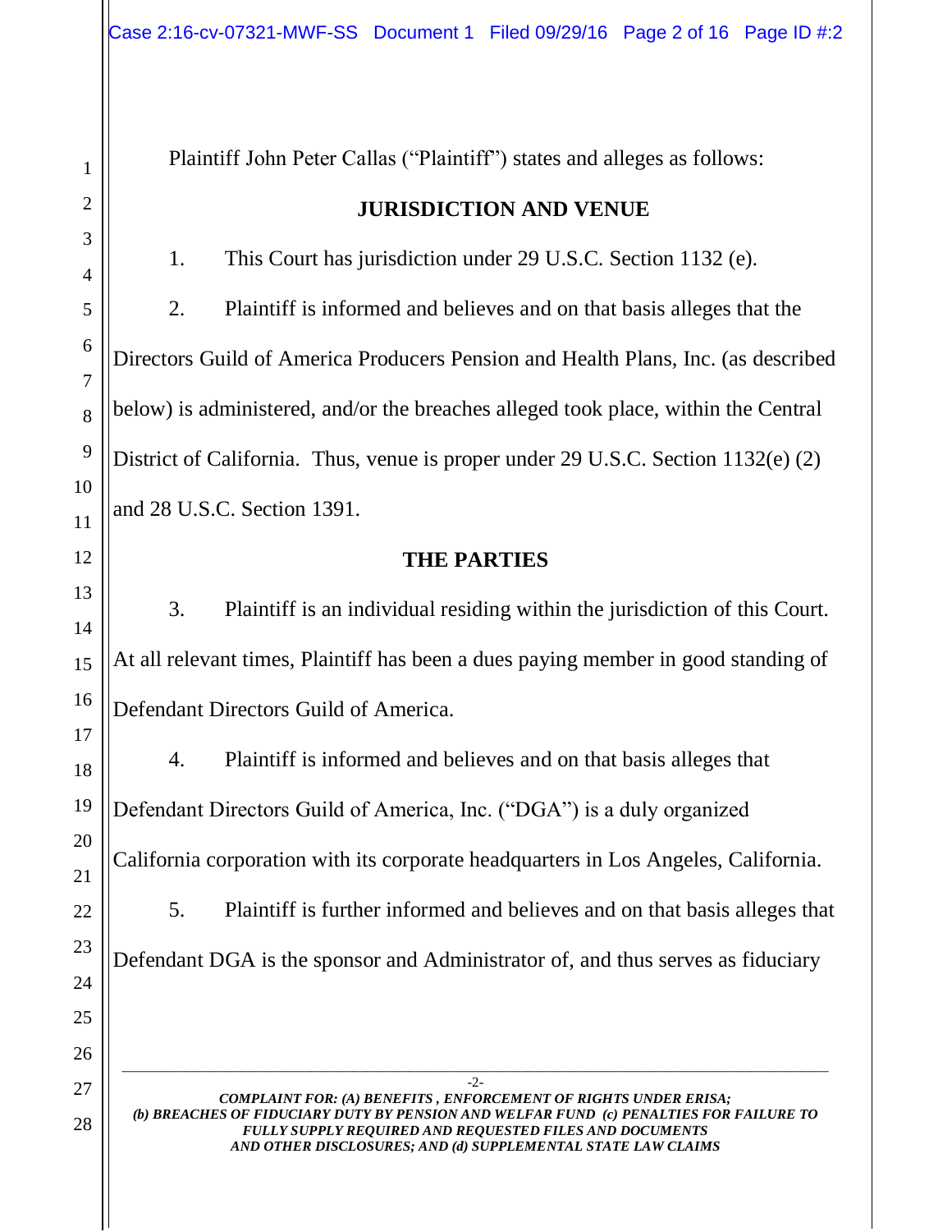Plaintiff John Peter Callas ("Plaintiff") states and alleges as follows:

## JURISDICTION AND VENUE

1. This Court has jurisdiction under 29 U.S.C. Section 1132 (e).

2. Plaintiff is informed and believes and on that basis alleges that the Directors Guild of America Producers Pension and Health Plans, Inc. (as described below) is administered, and/or the breaches alleged took place, within the Central District of California. Thus, venue is proper under 29 U.S.C. Section 1132(e) (2) and 28 U.S.C. Section 1391.

## THE PARTIES

3. Plaintiff is an individual residing within the jurisdiction of this Court. At all relevant times, Plaintiff has been a dues paying member in good standing of Defendant Directors Guild of America.

4. Plaintiff is informed and believes and on that basis alleges that Defendant Directors Guild of America, Inc. ("DGA") is a duly organized California corporation with its corporate headquarters in Los Angeles, California.

5. Plaintiff is further informed and believes and on that basis alleges that Defendant DGA is the sponsor and Administrator of, and thus serves as fiduciary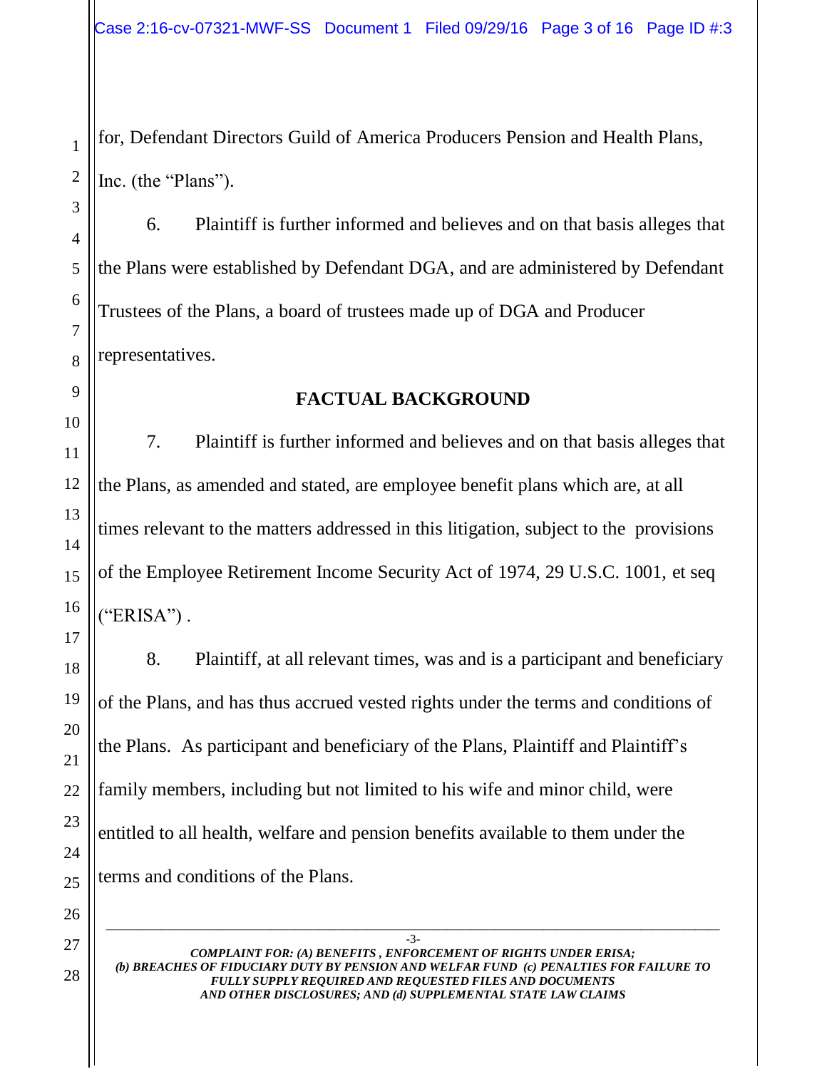for, Defendant Directors Guild of America Producers Pension and Health Plans, Inc. (the "Plans").

6. Plaintiff is further informed and believes and on that basis alleges that the Plans were established by Defendant DGA, and are administered by Defendant Trustees of the Plans, a board of trustees made up of DGA and Producer representatives.

## FACTUAL BACKGROUND

7. Plaintiff is further informed and believes and on that basis alleges that the Plans, as amended and stated, are employee benefit plans which are, at all times relevant to the matters addressed in this litigation, subject to the provisions of the Employee Retirement Income Security Act of 1974, 29 U.S.C. 1001, et seq ("ERISA") .

8. Plaintiff, at all relevant times, was and is a participant and beneficiary of the Plans, and has thus accrued vested rights under the terms and conditions of the Plans. As participant and beneficiary of the Plans, Plaintiff and Plaintiff's family members, including but not limited to his wife and minor child, were entitled to all health, welfare and pension benefits available to them under the terms and conditions of the Plans.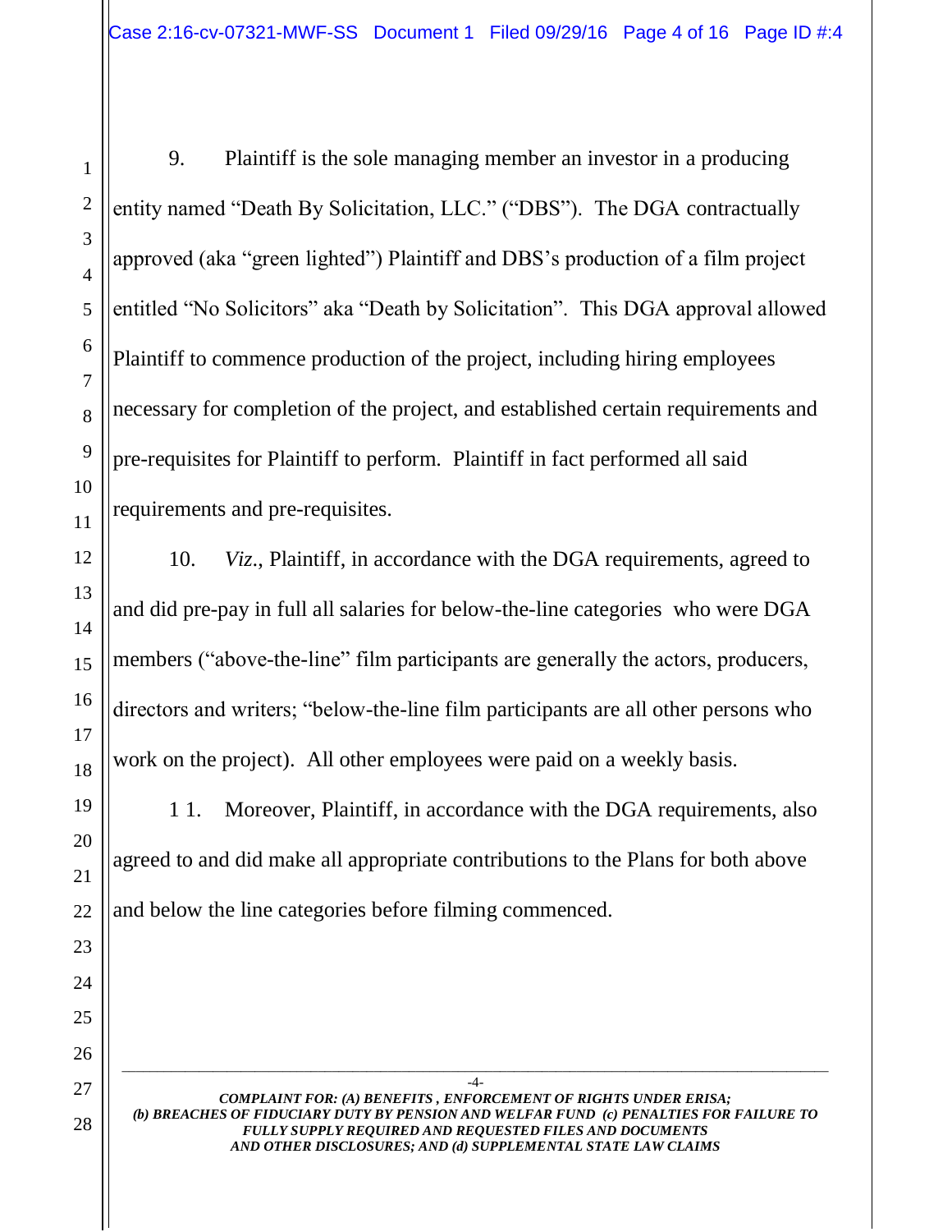9. Plaintiff is the sole managing member an investor in a producing entity named "Death By Solicitation, LLC." ("DBS"). The DGA contractually approved (aka "green lighted") Plaintiff and DBS's production of a film project entitled "No Solicitors" aka "Death by Solicitation". This DGA approval allowed Plaintiff to commence production of the project, including hiring employees necessary for completion of the project, and established certain requirements and pre-requisites for Plaintiff to perform. Plaintiff in fact performed all said requirements and pre-requisites.

10. *Viz*., Plaintiff, in accordance with the DGA requirements, agreed to and did pre-pay in full all salaries for below-the-line categories who were DGA members ("above-the-line" film participants are generally the actors, producers, directors and writers; "below-the-line film participants are all other persons who work on the project). All other employees were paid on a weekly basis.

1 1. Moreover, Plaintiff, in accordance with the DGA requirements, also agreed to and did make all appropriate contributions to the Plans for both above and below the line categories before filming commenced.

***COMPLAINT FOR: (A) BENEFITS , ENFORCEMENT OF RIGHTS UNDER ERISA; (b) BREACHES OF FIDUCIARY DUTY BY PENSION AND WELFAR FUND (c) PENALTIES FOR FAILURE TO FULLY SUPPLY REQUIRED AND REQUESTED FILES AND DOCUMENTS AND OTHER DISCLOSURES; AND (d) SUPPLEMENTAL STATE LAW CLAIMS***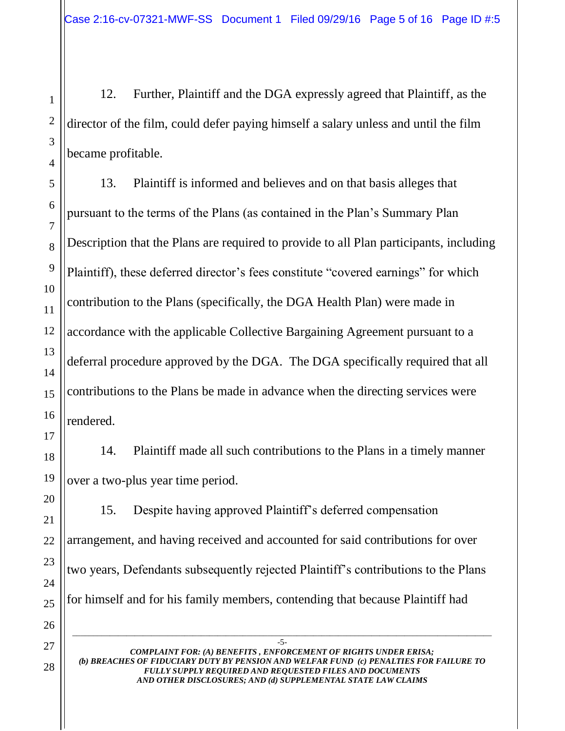12. Further, Plaintiff and the DGA expressly agreed that Plaintiff, as the director of the film, could defer paying himself a salary unless and until the film became profitable.

13. Plaintiff is informed and believes and on that basis alleges that pursuant to the terms of the Plans (as contained in the Plan's Summary Plan Description that the Plans are required to provide to all Plan participants, including Plaintiff), these deferred director's fees constitute "covered earnings" for which contribution to the Plans (specifically, the DGA Health Plan) were made in accordance with the applicable Collective Bargaining Agreement pursuant to a deferral procedure approved by the DGA. The DGA specifically required that all contributions to the Plans be made in advance when the directing services were rendered.

14. Plaintiff made all such contributions to the Plans in a timely manner over a two-plus year time period.

15. Despite having approved Plaintiff's deferred compensation arrangement, and having received and accounted for said contributions for over two years, Defendants subsequently rejected Plaintiff's contributions to the Plans for himself and for his family members, contending that because Plaintiff had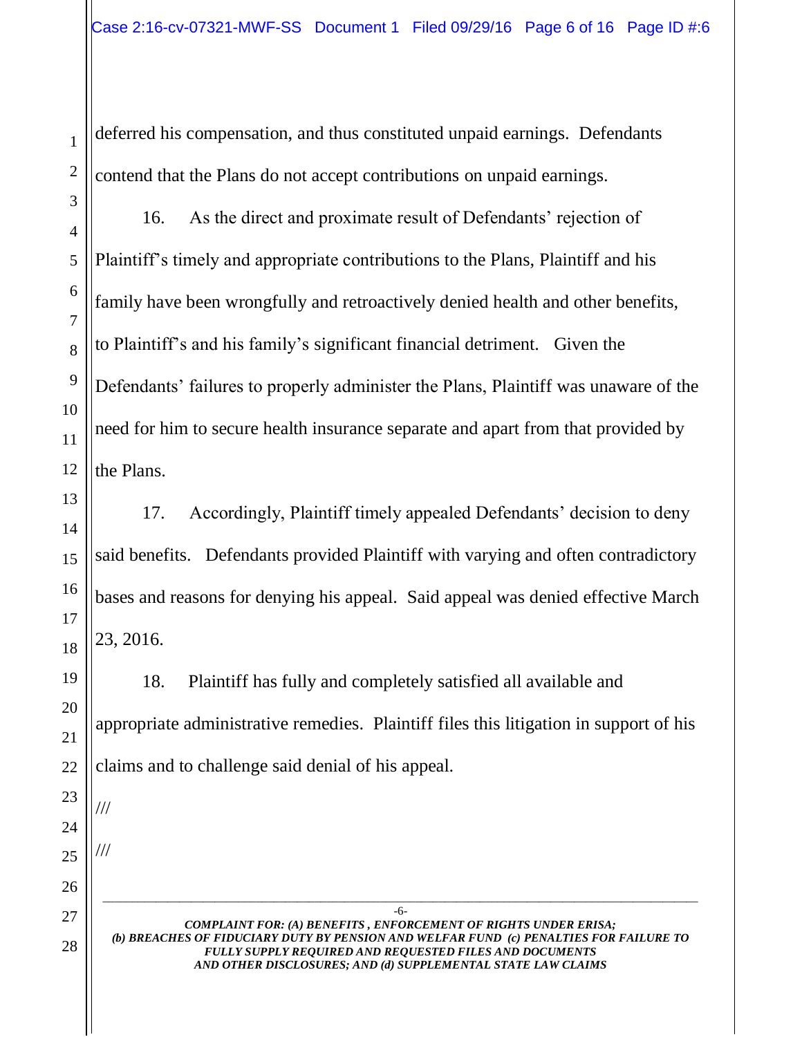deferred his compensation, and thus constituted unpaid earnings. Defendants contend that the Plans do not accept contributions on unpaid earnings.

16. As the direct and proximate result of Defendants' rejection of Plaintiff's timely and appropriate contributions to the Plans, Plaintiff and his family have been wrongfully and retroactively denied health and other benefits, to Plaintiff's and his family's significant financial detriment. Given the Defendants' failures to properly administer the Plans, Plaintiff was unaware of the need for him to secure health insurance separate and apart from that provided by the Plans.

17. Accordingly, Plaintiff timely appealed Defendants' decision to deny said benefits. Defendants provided Plaintiff with varying and often contradictory bases and reasons for denying his appeal. Said appeal was denied effective March 23, 2016.

18. Plaintiff has fully and completely satisfied all available and appropriate administrative remedies. Plaintiff files this litigation in support of his claims and to challenge said denial of his appeal.

///

///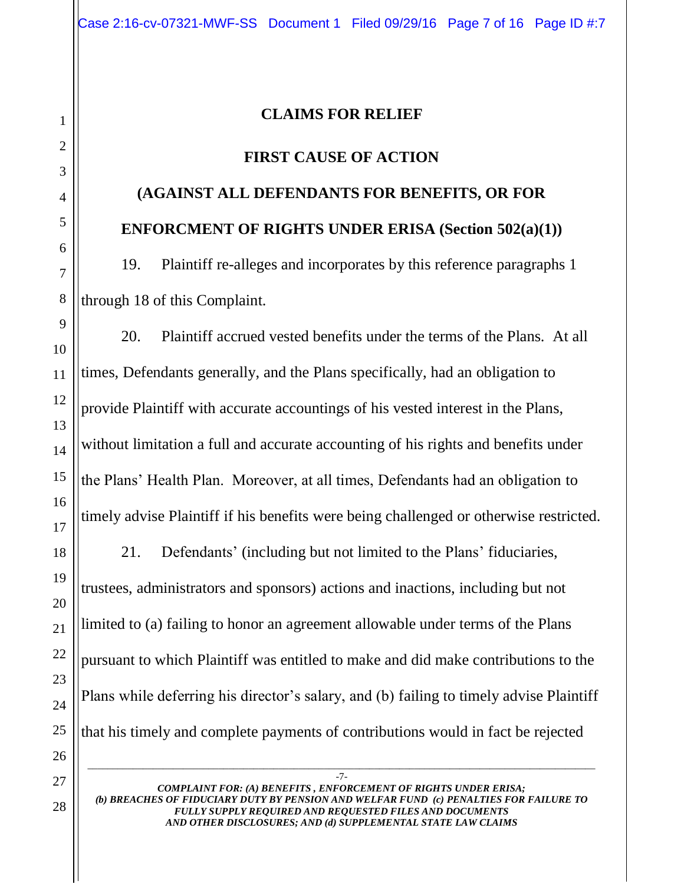## CLAIMS FOR RELIEF

### FIRST CAUSE OF ACTION

### (AGAINST ALL DEFENDANTS FOR BENEFITS, OR FOR ENFORCMENT OF RIGHTS UNDER ERISA (Section 502(a)(1))

19. Plaintiff re-alleges and incorporates by this reference paragraphs 1 through 18 of this Complaint.

20. Plaintiff accrued vested benefits under the terms of the Plans. At all times, Defendants generally, and the Plans specifically, had an obligation to provide Plaintiff with accurate accountings of his vested interest in the Plans, without limitation a full and accurate accounting of his rights and benefits under the Plans' Health Plan. Moreover, at all times, Defendants had an obligation to timely advise Plaintiff if his benefits were being challenged or otherwise restricted.

21. Defendants' (including but not limited to the Plans' fiduciaries, trustees, administrators and sponsors) actions and inactions, including but not limited to (a) failing to honor an agreement allowable under terms of the Plans pursuant to which Plaintiff was entitled to make and did make contributions to the Plans while deferring his director's salary, and (b) failing to timely advise Plaintiff that his timely and complete payments of contributions would in fact be rejected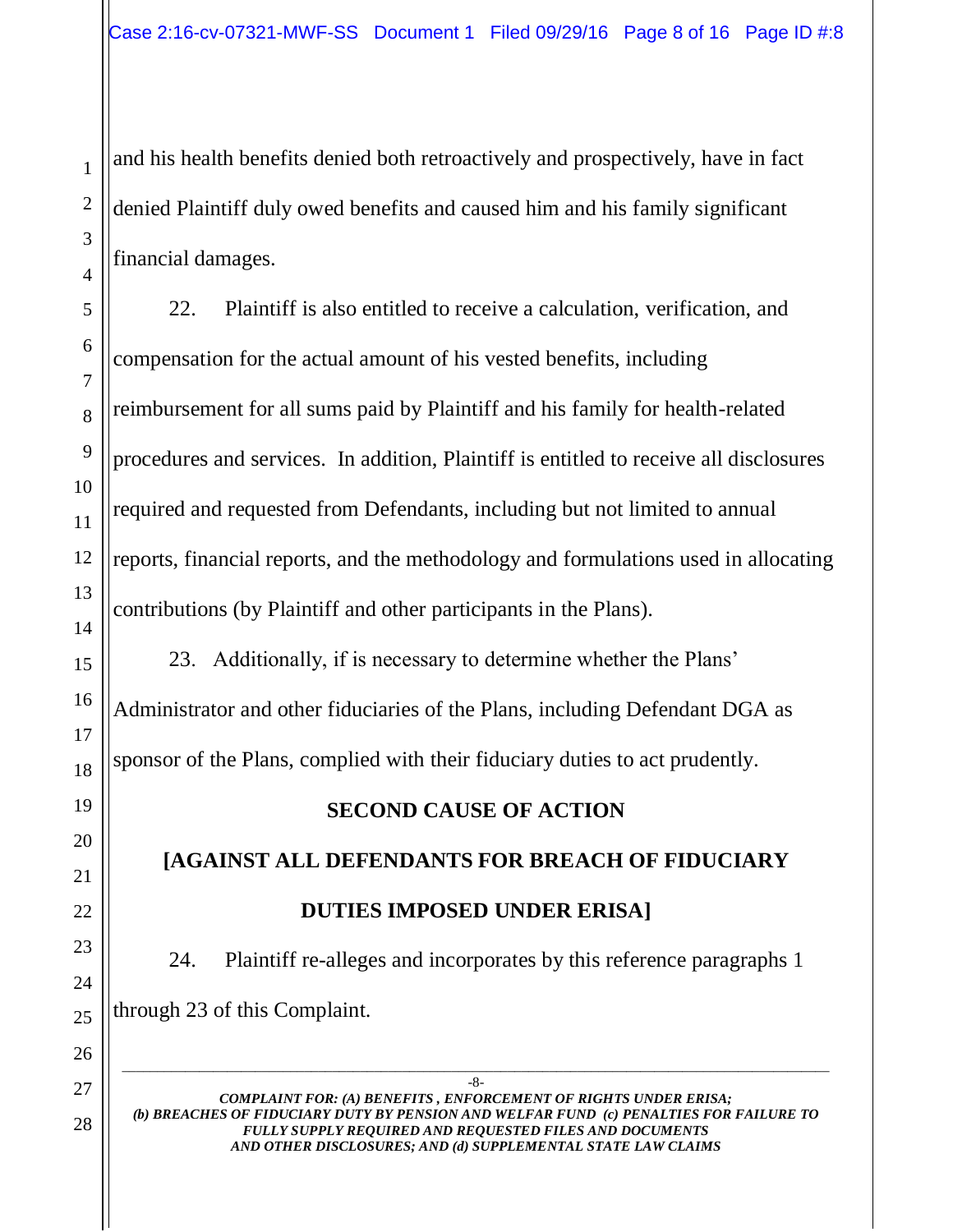and his health benefits denied both retroactively and prospectively, have in fact denied Plaintiff duly owed benefits and caused him and his family significant financial damages.

22. Plaintiff is also entitled to receive a calculation, verification, and compensation for the actual amount of his vested benefits, including reimbursement for all sums paid by Plaintiff and his family for health-related procedures and services. In addition, Plaintiff is entitled to receive all disclosures required and requested from Defendants, including but not limited to annual reports, financial reports, and the methodology and formulations used in allocating contributions (by Plaintiff and other participants in the Plans).

23. Additionally, if is necessary to determine whether the Plans' Administrator and other fiduciaries of the Plans, including Defendant DGA as sponsor of the Plans, complied with their fiduciary duties to act prudently.

**SECOND CAUSE OF ACTION**

**[AGAINST ALL DEFENDANTS FOR BREACH OF FIDUCIARY DUTIES IMPOSED UNDER ERISA]**

24. Plaintiff re-alleges and incorporates by this reference paragraphs 1 through 23 of this Complaint.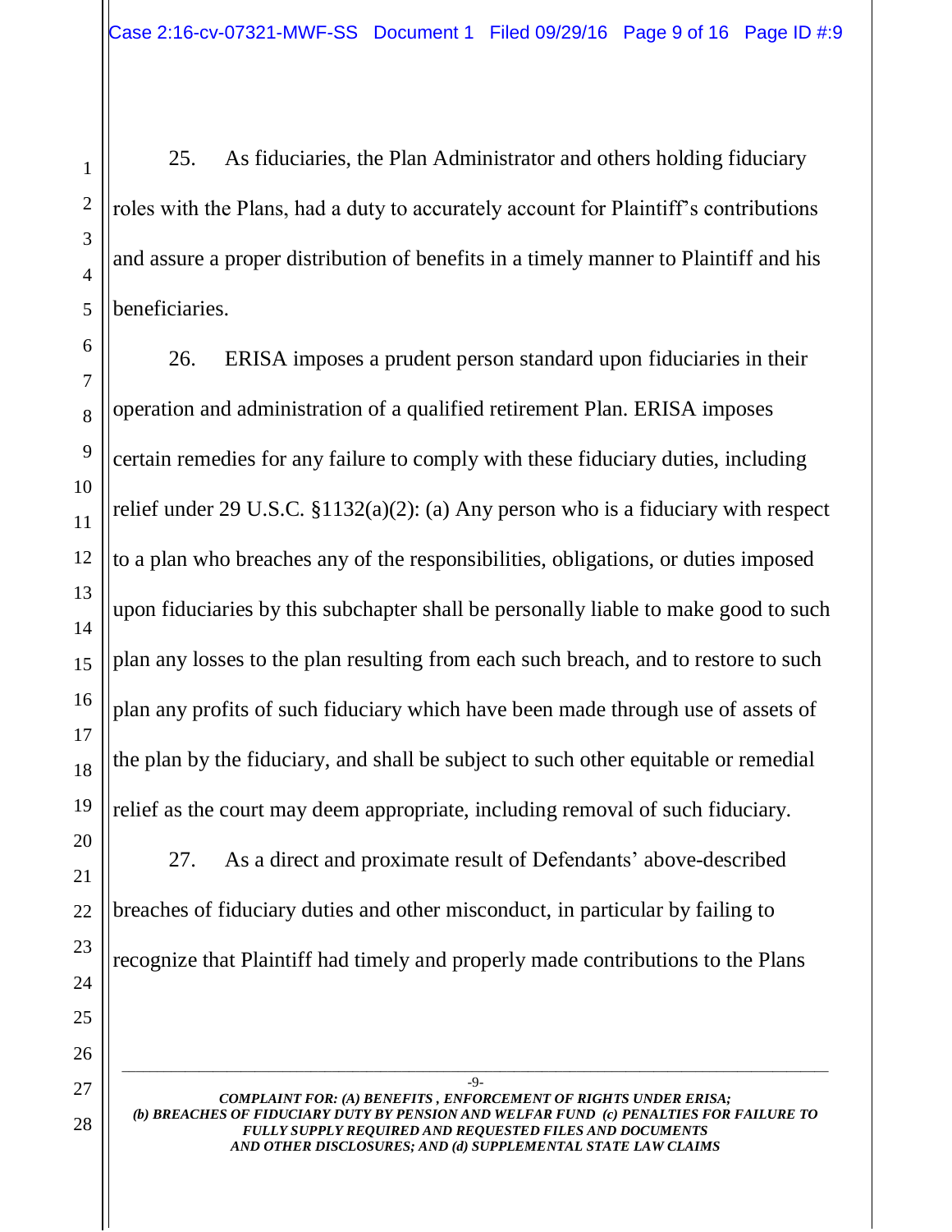25. As fiduciaries, the Plan Administrator and others holding fiduciary roles with the Plans, had a duty to accurately account for Plaintiff's contributions and assure a proper distribution of benefits in a timely manner to Plaintiff and his beneficiaries.

26. ERISA imposes a prudent person standard upon fiduciaries in their operation and administration of a qualified retirement Plan. ERISA imposes certain remedies for any failure to comply with these fiduciary duties, including relief under 29 U.S.C. §1132(a)(2): (a) Any person who is a fiduciary with respect to a plan who breaches any of the responsibilities, obligations, or duties imposed upon fiduciaries by this subchapter shall be personally liable to make good to such plan any losses to the plan resulting from each such breach, and to restore to such plan any profits of such fiduciary which have been made through use of assets of the plan by the fiduciary, and shall be subject to such other equitable or remedial relief as the court may deem appropriate, including removal of such fiduciary.

27. As a direct and proximate result of Defendants' above-described breaches of fiduciary duties and other misconduct, in particular by failing to recognize that Plaintiff had timely and properly made contributions to the Plans

*COMPLAINT FOR: (A) BENEFITS , ENFORCEMENT OF RIGHTS UNDER ERISA; (b) BREACHES OF FIDUCIARY DUTY BY PENSION AND WELFAR FUND (c) PENALTIES FOR FAILURE TO FULLY SUPPLY REQUIRED AND REQUESTED FILES AND DOCUMENTS AND OTHER DISCLOSURES; AND (d) SUPPLEMENTAL STATE LAW CLAIMS*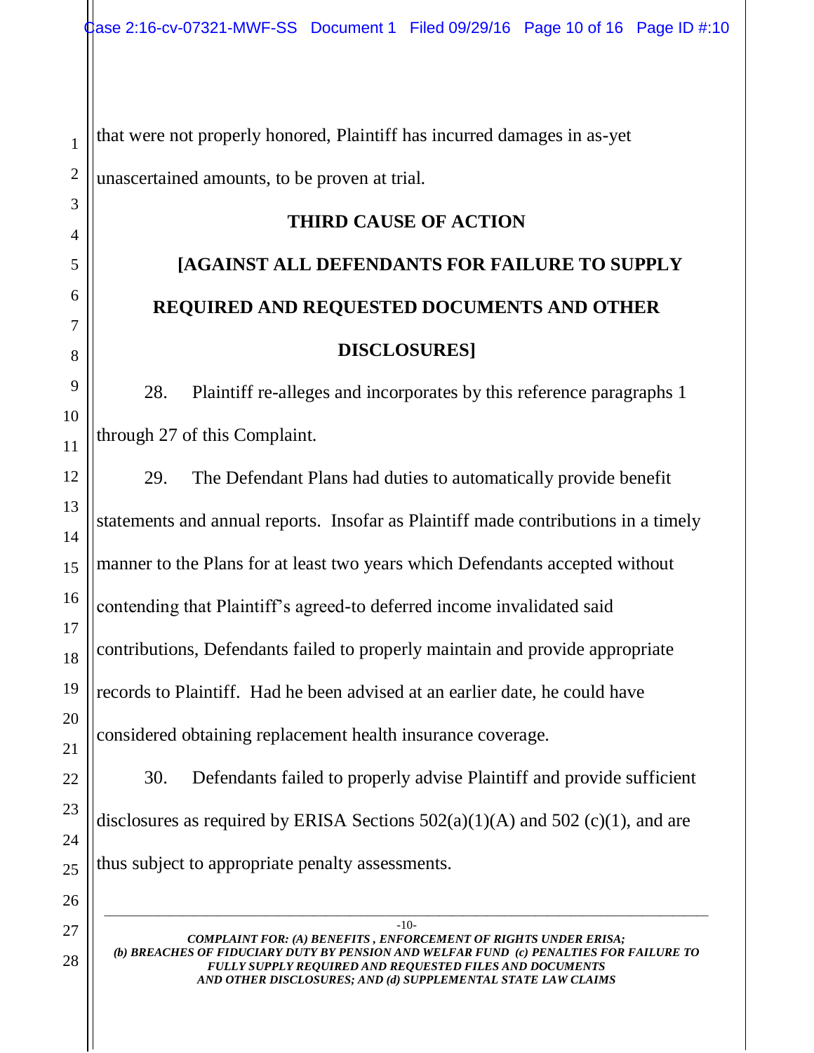that were not properly honored, Plaintiff has incurred damages in as-yet unascertained amounts, to be proven at trial.

## THIRD CAUSE OF ACTION

## [AGAINST ALL DEFENDANTS FOR FAILURE TO SUPPLY REQUIRED AND REQUESTED DOCUMENTS AND OTHER DISCLOSURES]

28. Plaintiff re-alleges and incorporates by this reference paragraphs 1 through 27 of this Complaint.

29. The Defendant Plans had duties to automatically provide benefit statements and annual reports. Insofar as Plaintiff made contributions in a timely manner to the Plans for at least two years which Defendants accepted without contending that Plaintiff's agreed-to deferred income invalidated said contributions, Defendants failed to properly maintain and provide appropriate records to Plaintiff. Had he been advised at an earlier date, he could have considered obtaining replacement health insurance coverage.

30. Defendants failed to properly advise Plaintiff and provide sufficient disclosures as required by ERISA Sections 502(a)(1)(A) and 502 (c)(1), and are thus subject to appropriate penalty assessments.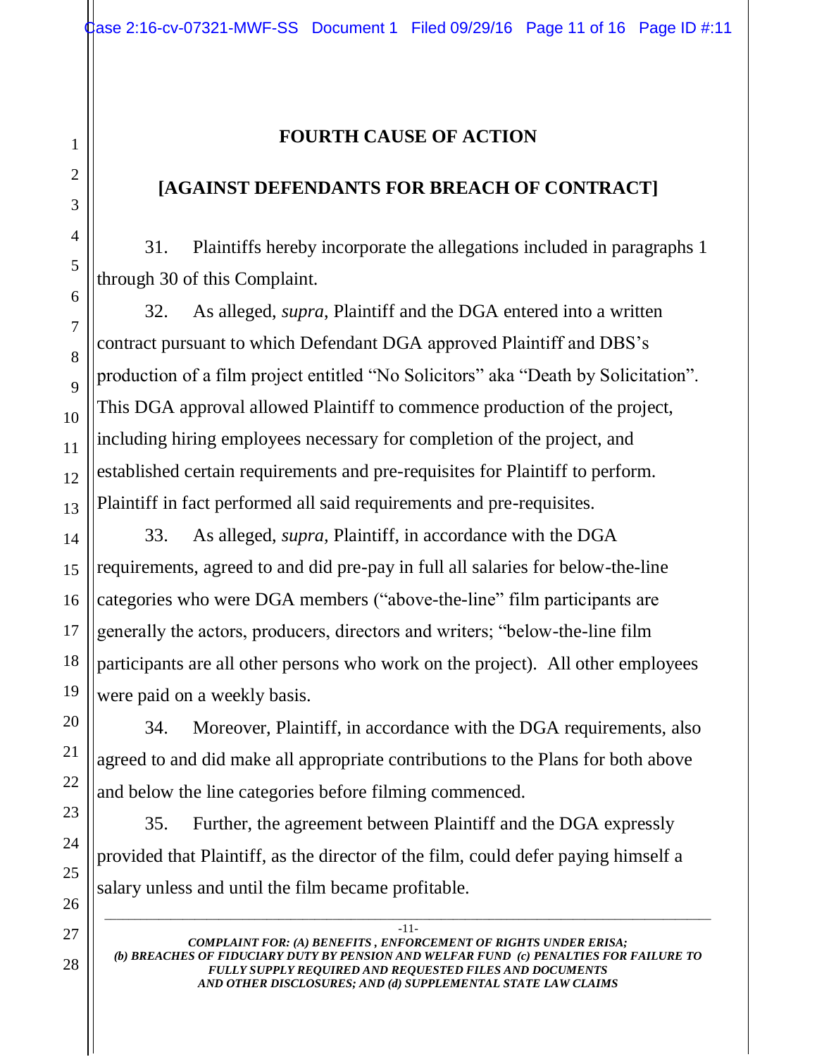## FOURTH CAUSE OF ACTION

## [AGAINST DEFENDANTS FOR BREACH OF CONTRACT]

31. Plaintiffs hereby incorporate the allegations included in paragraphs 1 through 30 of this Complaint.

32. As alleged, *supra*, Plaintiff and the DGA entered into a written contract pursuant to which Defendant DGA approved Plaintiff and DBS's production of a film project entitled "No Solicitors" aka "Death by Solicitation". This DGA approval allowed Plaintiff to commence production of the project, including hiring employees necessary for completion of the project, and established certain requirements and pre-requisites for Plaintiff to perform. Plaintiff in fact performed all said requirements and pre-requisites.

33. As alleged, *supra*, Plaintiff, in accordance with the DGA requirements, agreed to and did pre-pay in full all salaries for below-the-line categories who were DGA members ("above-the-line" film participants are generally the actors, producers, directors and writers; "below-the-line film participants are all other persons who work on the project). All other employees were paid on a weekly basis.

34. Moreover, Plaintiff, in accordance with the DGA requirements, also agreed to and did make all appropriate contributions to the Plans for both above and below the line categories before filming commenced.

35. Further, the agreement between Plaintiff and the DGA expressly provided that Plaintiff, as the director of the film, could defer paying himself a salary unless and until the film became profitable.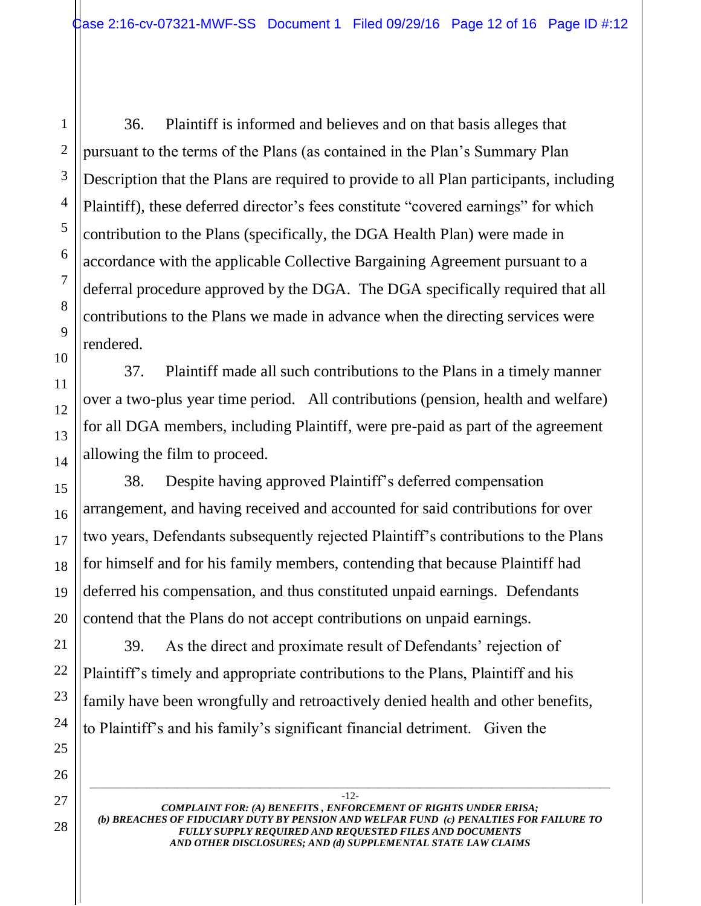36. Plaintiff is informed and believes and on that basis alleges that pursuant to the terms of the Plans (as contained in the Plan's Summary Plan Description that the Plans are required to provide to all Plan participants, including Plaintiff), these deferred director's fees constitute "covered earnings" for which contribution to the Plans (specifically, the DGA Health Plan) were made in accordance with the applicable Collective Bargaining Agreement pursuant to a deferral procedure approved by the DGA. The DGA specifically required that all contributions to the Plans we made in advance when the directing services were rendered.

37. Plaintiff made all such contributions to the Plans in a timely manner over a two-plus year time period. All contributions (pension, health and welfare) for all DGA members, including Plaintiff, were pre-paid as part of the agreement allowing the film to proceed.

38. Despite having approved Plaintiff's deferred compensation arrangement, and having received and accounted for said contributions for over two years, Defendants subsequently rejected Plaintiff's contributions to the Plans for himself and for his family members, contending that because Plaintiff had deferred his compensation, and thus constituted unpaid earnings. Defendants contend that the Plans do not accept contributions on unpaid earnings.

39. As the direct and proximate result of Defendants' rejection of Plaintiff's timely and appropriate contributions to the Plans, Plaintiff and his family have been wrongfully and retroactively denied health and other benefits, to Plaintiff's and his family's significant financial detriment. Given the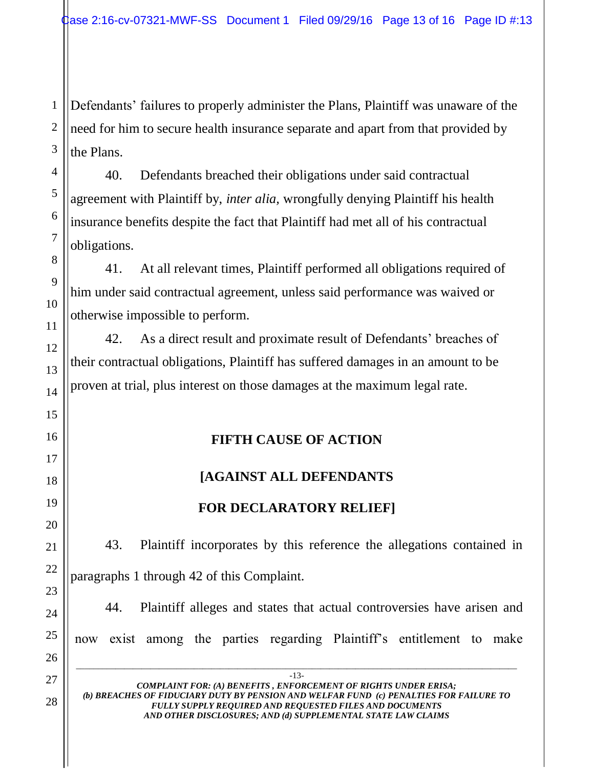Defendants' failures to properly administer the Plans, Plaintiff was unaware of the need for him to secure health insurance separate and apart from that provided by the Plans.

40. Defendants breached their obligations under said contractual agreement with Plaintiff by, *inter alia,* wrongfully denying Plaintiff his health insurance benefits despite the fact that Plaintiff had met all of his contractual obligations.

41. At all relevant times, Plaintiff performed all obligations required of him under said contractual agreement, unless said performance was waived or otherwise impossible to perform.

42. As a direct result and proximate result of Defendants' breaches of their contractual obligations, Plaintiff has suffered damages in an amount to be proven at trial, plus interest on those damages at the maximum legal rate.

**FIFTH CAUSE OF ACTION**

**[AGAINST ALL DEFENDANTS**

**FOR DECLARATORY RELIEF]**

43. Plaintiff incorporates by this reference the allegations contained in paragraphs 1 through 42 of this Complaint.

44. Plaintiff alleges and states that actual controversies have arisen and now exist among the parties regarding Plaintiff's entitlement to make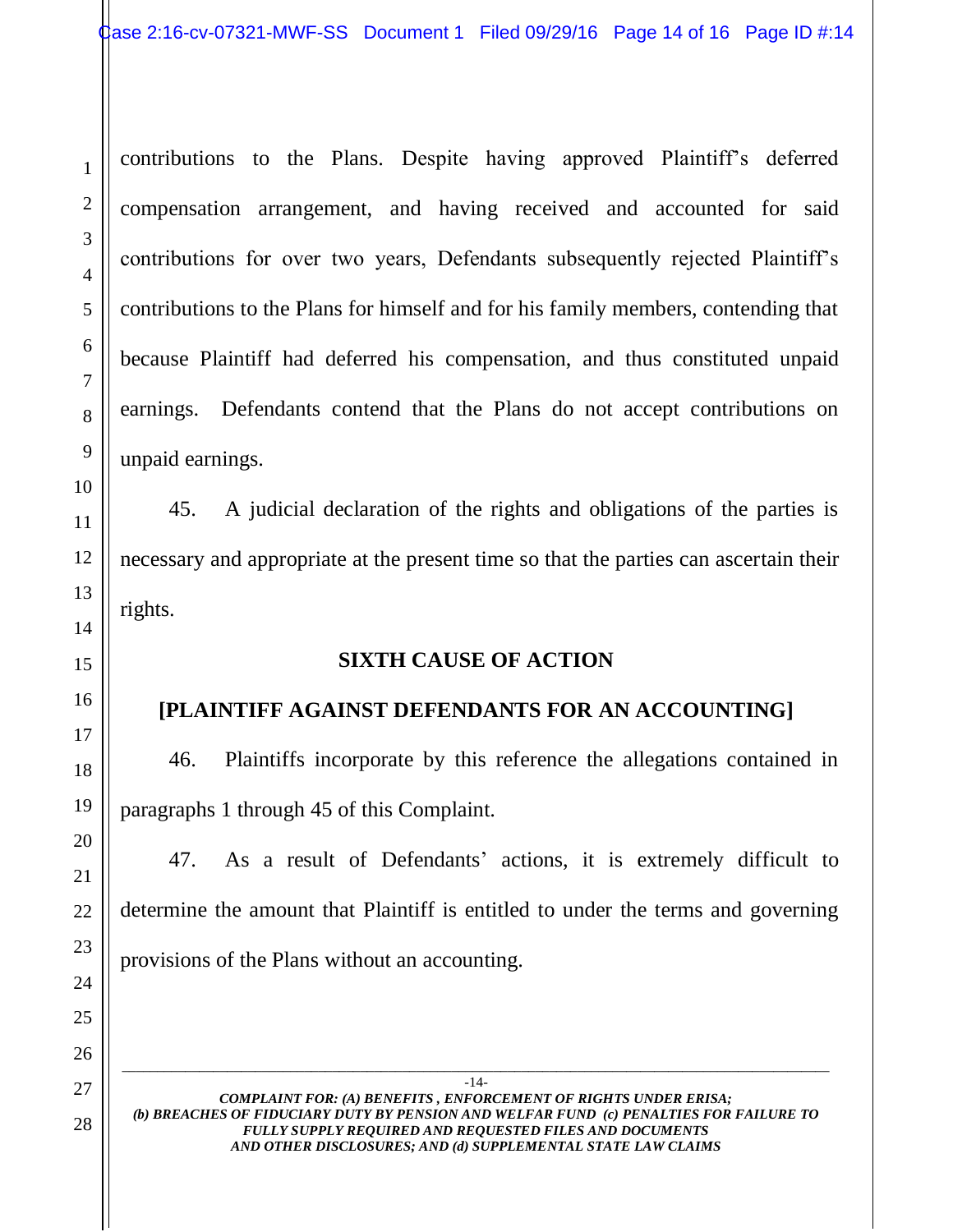contributions to the Plans. Despite having approved Plaintiff's deferred compensation arrangement, and having received and accounted for said contributions for over two years, Defendants subsequently rejected Plaintiff's contributions to the Plans for himself and for his family members, contending that because Plaintiff had deferred his compensation, and thus constituted unpaid earnings. Defendants contend that the Plans do not accept contributions on unpaid earnings.

45. A judicial declaration of the rights and obligations of the parties is necessary and appropriate at the present time so that the parties can ascertain their rights.

**SIXTH CAUSE OF ACTION**

**[PLAINTIFF AGAINST DEFENDANTS FOR AN ACCOUNTING]**

46. Plaintiffs incorporate by this reference the allegations contained in paragraphs 1 through 45 of this Complaint.

47. As a result of Defendants' actions, it is extremely difficult to determine the amount that Plaintiff is entitled to under the terms and governing provisions of the Plans without an accounting.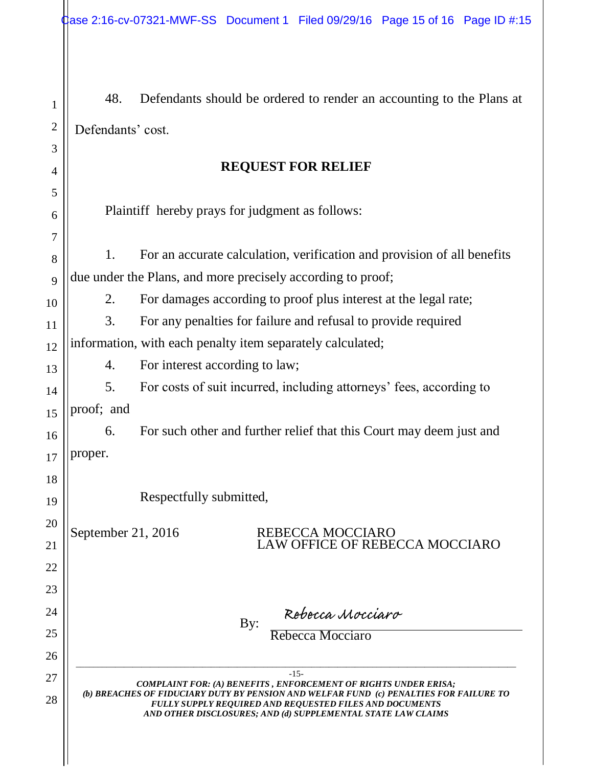48. Defendants should be ordered to render an accounting to the Plans at Defendants' cost.

## REQUEST FOR RELIEF

Plaintiff hereby prays for judgment as follows:

1. For an accurate calculation, verification and provision of all benefits due under the Plans, and more precisely according to proof;
2. For damages according to proof plus interest at the legal rate;
3. For any penalties for failure and refusal to provide required information, with each penalty item separately calculated;
4. For interest according to law;
5. For costs of suit incurred, including attorneys' fees, according to proof; and
6. For such other and further relief that this Court may deem just and proper.

Respectfully submitted,

September 21, 2016

REBECCA MOCCIARO
LAW OFFICE OF REBECCA MOCCIARO

By: *Rebecca Mocciaro*
Rebecca Mocciaro

*COMPLAINT FOR: (A) BENEFITS , ENFORCEMENT OF RIGHTS UNDER ERISA; (b) BREACHES OF FIDUCIARY DUTY BY PENSION AND WELFAR FUND (c) PENALTIES FOR FAILURE TO FULLY SUPPLY REQUIRED AND REQUESTED FILES AND DOCUMENTS AND OTHER DISCLOSURES; AND (d) SUPPLEMENTAL STATE LAW CLAIMS*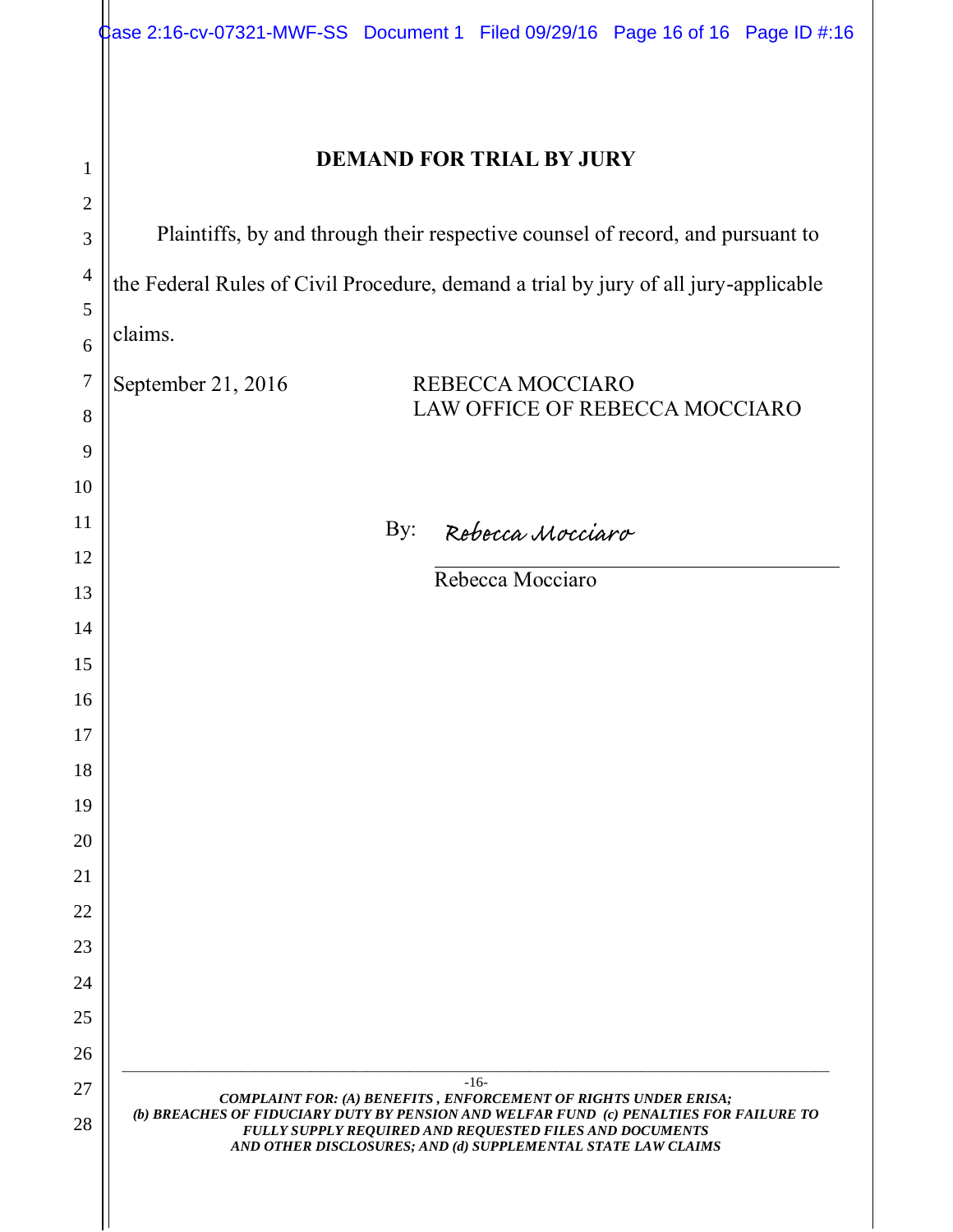## DEMAND FOR TRIAL BY JURY

Plaintiffs, by and through their respective counsel of record, and pursuant to the Federal Rules of Civil Procedure, demand a trial by jury of all jury-applicable claims.

September 21, 2016

REBECCA MOCCIARO
LAW OFFICE OF REBECCA MOCCIARO

By: *Rebecca Mocciaro*

Rebecca Mocciaro